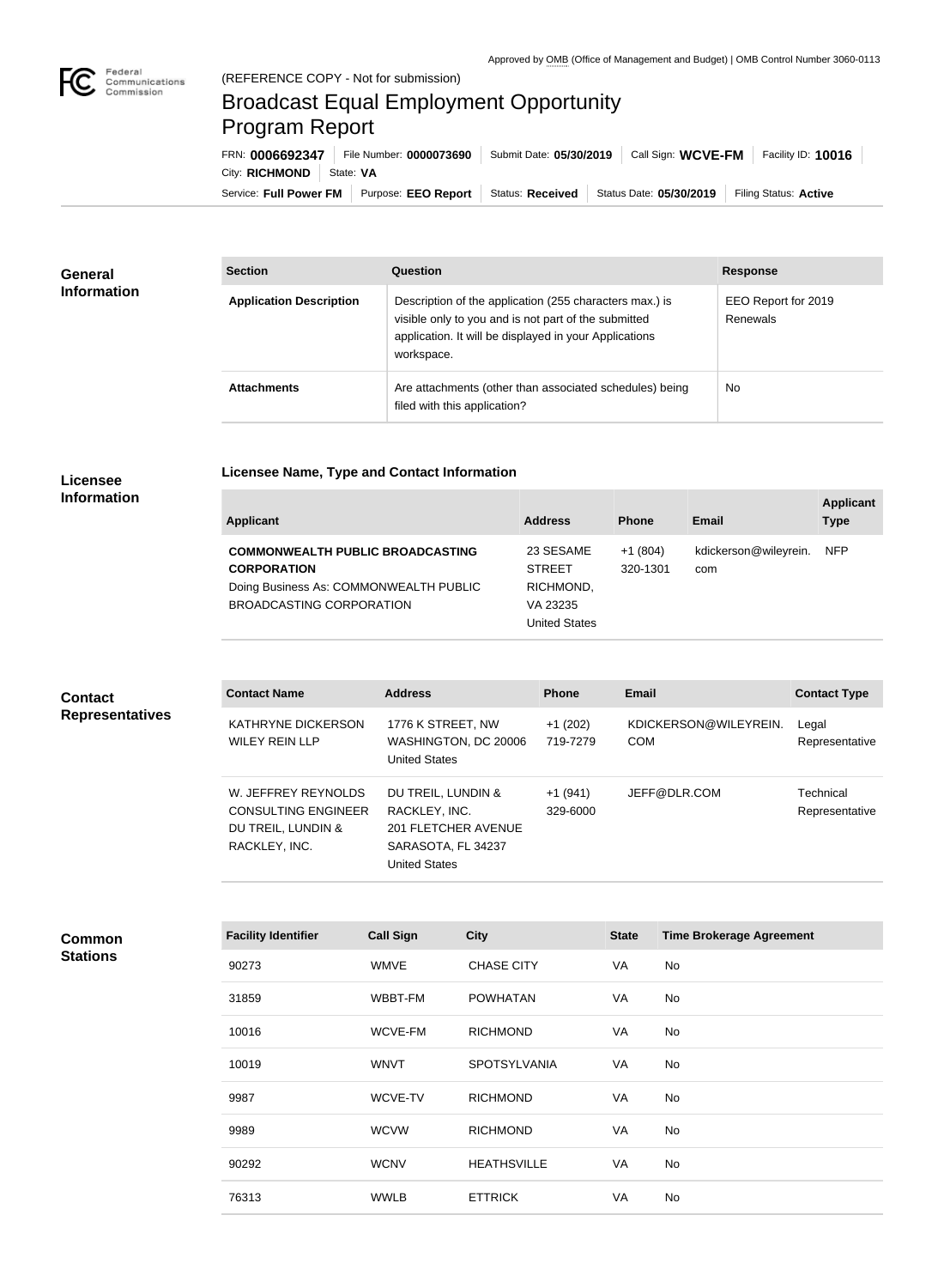Approved by OMB (Office of Management and Budget) | OMB Control Number 3060-0113

Federal Communications Commission

(REFERENCE COPY - Not for submission)

# Broadcast Equal Employment Opportunity Program Report

FRN: **0006692347** | File Number: **0000073690** | Submit Date: **05/30/2019** | Call Sign: **WCVE-FM** | Facility ID: **10016** | City: **RICHMOND** | State: **VA**

Service: **Full Power FM** | Purpose: **EEO Report** | Status: **Received** | Status Date: **05/30/2019** | Filing Status: **Active**

## General Information

| Section | Question | Response |
|---|---|---|
| **Application Description** | Description of the application (255 characters max.) is visible only to you and is not part of the submitted application. It will be displayed in your Applications workspace. | EEO Report for 2019 Renewals |
| **Attachments** | Are attachments (other than associated schedules) being filed with this application? | No |

## Licensee Information

### Licensee Name, Type and Contact Information

| Applicant | Address | Phone | Email | Applicant Type |
|---|---|---|---|---|
| **COMMONWEALTH PUBLIC BROADCASTING CORPORATION** Doing Business As: COMMONWEALTH PUBLIC BROADCASTING CORPORATION | 23 SESAME STREET RICHMOND, VA 23235 United States | +1 (804) 320-1301 | kdickerson@wileyrein.com | NFP |

## Contact Representatives

| Contact Name | Address | Phone | Email | Contact Type |
|---|---|---|---|---|
| KATHRYNE DICKERSON WILEY REIN LLP | 1776 K STREET, NW WASHINGTON, DC 20006 United States | +1 (202) 719-7279 | KDICKERSON@WILEYREIN.COM | Legal Representative |
| W. JEFFREY REYNOLDS CONSULTING ENGINEER DU TREIL, LUNDIN & RACKLEY, INC. | DU TREIL, LUNDIN & RACKLEY, INC. 201 FLETCHER AVENUE SARASOTA, FL 34237 United States | +1 (941) 329-6000 | JEFF@DLR.COM | Technical Representative |

## Common Stations

| Facility Identifier | Call Sign | City | State | Time Brokerage Agreement |
|---|---|---|---|---|
| 90273 | WMVE | CHASE CITY | VA | No |
| 31859 | WBBT-FM | POWHATAN | VA | No |
| 10016 | WCVE-FM | RICHMOND | VA | No |
| 10019 | WNVT | SPOTSYLVANIA | VA | No |
| 9987 | WCVE-TV | RICHMOND | VA | No |
| 9989 | WCVW | RICHMOND | VA | No |
| 90292 | WCNV | HEATHSVILLE | VA | No |
| 76313 | WWLB | ETTRICK | VA | No |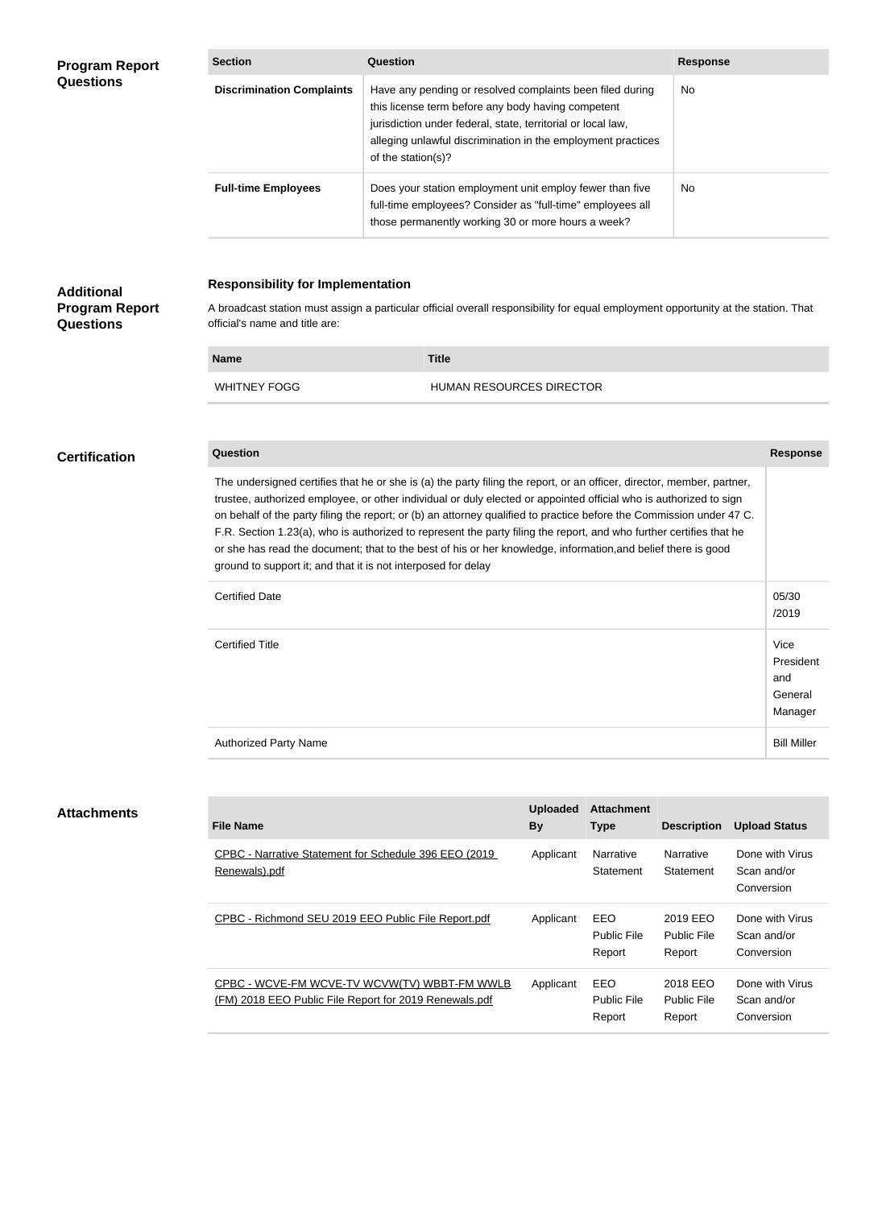## Program Report Questions

| Section | Question | Response |
| --- | --- | --- |
| **Discrimination Complaints** | Have any pending or resolved complaints been filed during this license term before any body having competent jurisdiction under federal, state, territorial or local law, alleging unlawful discrimination in the employment practices of the station(s)? | No |
| **Full-time Employees** | Does your station employment unit employ fewer than five full-time employees? Consider as "full-time" employees all those permanently working 30 or more hours a week? | No |

## Additional Program Report Questions

### Responsibility for Implementation

A broadcast station must assign a particular official overall responsibility for equal employment opportunity at the station. That official's name and title are:

| Name | Title |
| --- | --- |
| WHITNEY FOGG | HUMAN RESOURCES DIRECTOR |

## Certification

| Question | Response |
| --- | --- |
| The undersigned certifies that he or she is (a) the party filing the report, or an officer, director, member, partner, trustee, authorized employee, or other individual or duly elected or appointed official who is authorized to sign on behalf of the party filing the report; or (b) an attorney qualified to practice before the Commission under 47 C.F.R. Section 1.23(a), who is authorized to represent the party filing the report, and who further certifies that he or she has read the document; that to the best of his or her knowledge, information,and belief there is good ground to support it; and that it is not interposed for delay | |
| Certified Date | 05/30/2019 |
| Certified Title | Vice President and General Manager |
| Authorized Party Name | Bill Miller |

## Attachments

| File Name | Uploaded By | Attachment Type | Description | Upload Status |
| --- | --- | --- | --- | --- |
| CPBC - Narrative Statement for Schedule 396 EEO (2019 Renewals).pdf | Applicant | Narrative Statement | Narrative Statement | Done with Virus Scan and/or Conversion |
| CPBC - Richmond SEU 2019 EEO Public File Report.pdf | Applicant | EEO Public File Report | 2019 EEO Public File Report | Done with Virus Scan and/or Conversion |
| CPBC - WCVE-FM WCVE-TV WCVW(TV) WBBT-FM WWLB (FM) 2018 EEO Public File Report for 2019 Renewals.pdf | Applicant | EEO Public File Report | 2018 EEO Public File Report | Done with Virus Scan and/or Conversion |